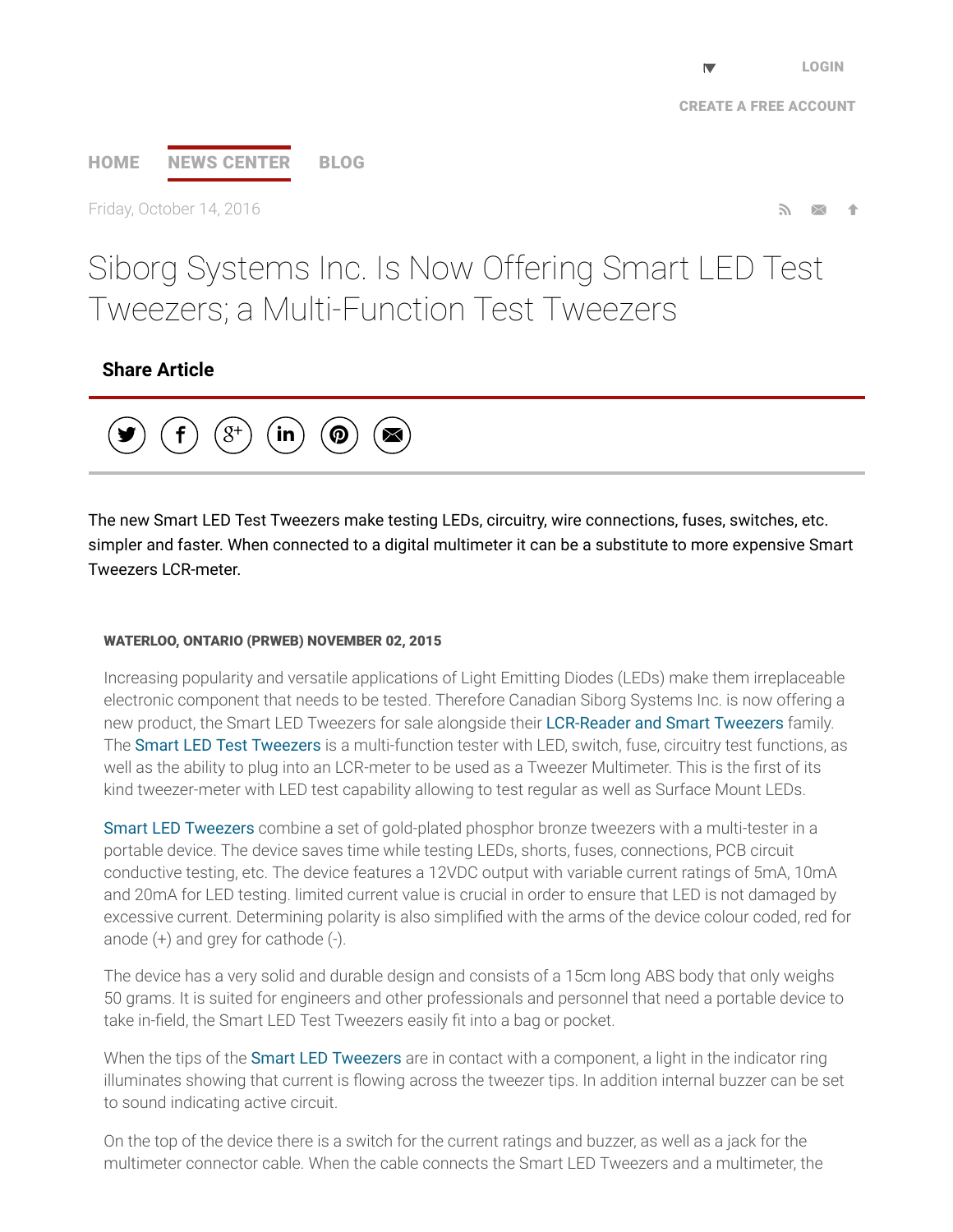LOGIN

CREATE A FREE ACCOUNT

HOME NEWS CENTER BLOG

Friday, October 14, 2016

# Siborg Systems Inc. Is Now Offering Smart LED Test Tweezers; a Multi-Function Test Tweezers

**Share Article**

The new Smart LED Test Tweezers make testing LEDs, circuitry, wire connections, fuses, switches, etc. simpler and faster. When connected to a digital multimeter it can be a substitute to more expensive Smart Tweezers LCR-meter.

**WATERLOO, ONTARIO (PRWEB) NOVEMBER 02, 2015**

Increasing popularity and versatile applications of Light Emitting Diodes (LEDs) make them irreplaceable electronic component that needs to be tested. Therefore Canadian Siborg Systems Inc. is now offering a new product, the Smart LED Tweezers for sale alongside their LCR-Reader and Smart Tweezers family. The Smart LED Test Tweezers is a multi-function tester with LED, switch, fuse, circuitry test functions, as well as the ability to plug into an LCR-meter to be used as a Tweezer Multimeter. This is the first of its kind tweezer-meter with LED test capability allowing to test regular as well as Surface Mount LEDs.

Smart LED Tweezers combine a set of gold-plated phosphor bronze tweezers with a multi-tester in a portable device. The device saves time while testing LEDs, shorts, fuses, connections, PCB circuit conductive testing, etc. The device features a 12VDC output with variable current ratings of 5mA, 10mA and 20mA for LED testing. limited current value is crucial in order to ensure that LED is not damaged by excessive current. Determining polarity is also simplified with the arms of the device colour coded, red for anode (+) and grey for cathode (-).

The device has a very solid and durable design and consists of a 15cm long ABS body that only weighs 50 grams. It is suited for engineers and other professionals and personnel that need a portable device to take in-field, the Smart LED Test Tweezers easily fit into a bag or pocket.

When the tips of the Smart LED Tweezers are in contact with a component, a light in the indicator ring illuminates showing that current is flowing across the tweezer tips. In addition internal buzzer can be set to sound indicating active circuit.

On the top of the device there is a switch for the current ratings and buzzer, as well as a jack for the multimeter connector cable. When the cable connects the Smart LED Tweezers and a multimeter, the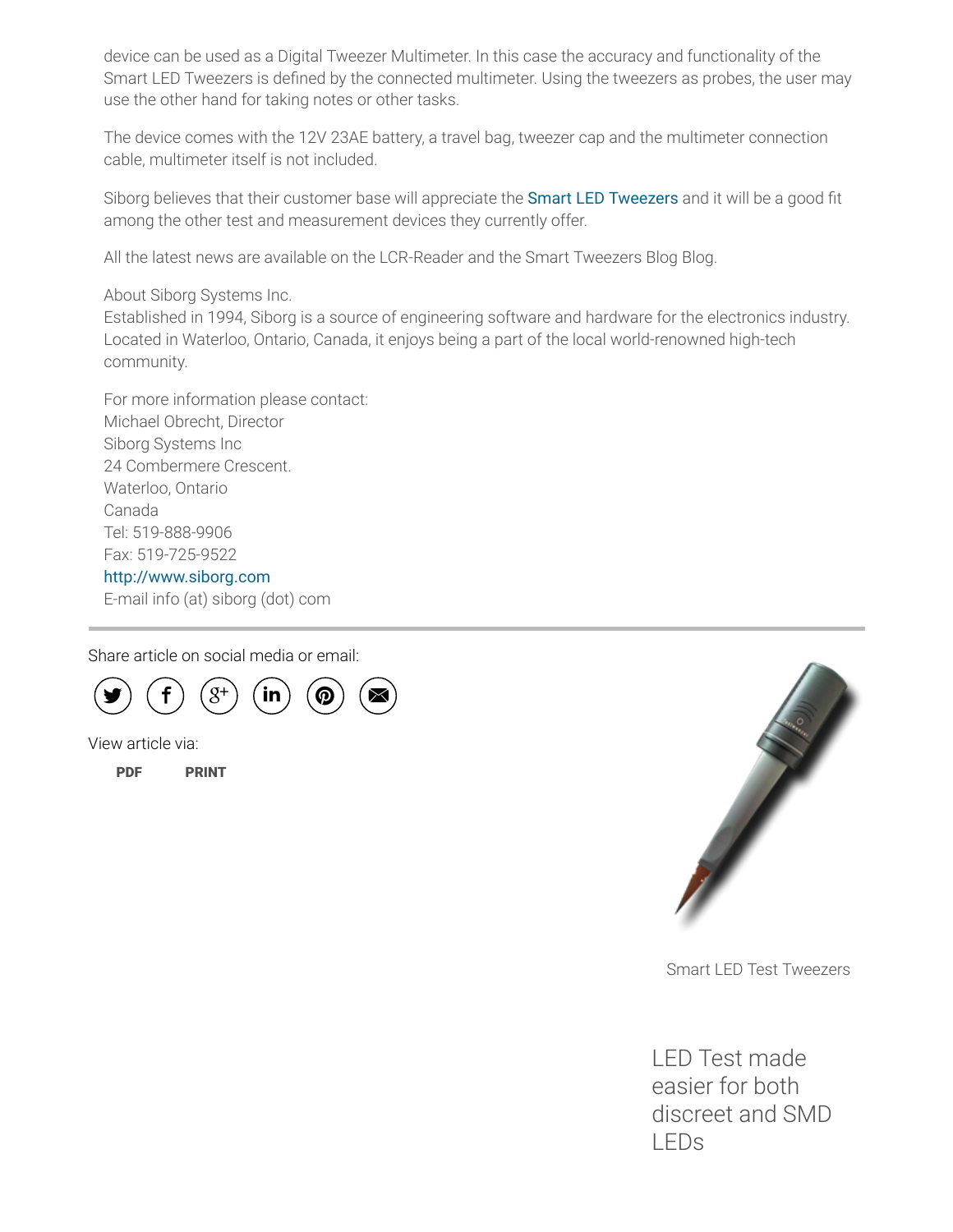device can be used as a Digital Tweezer Multimeter. In this case the accuracy and functionality of the Smart LED Tweezers is defined by the connected multimeter. Using the tweezers as probes, the user may use the other hand for taking notes or other tasks.

The device comes with the 12V 23AE battery, a travel bag, tweezer cap and the multimeter connection cable, multimeter itself is not included.

Siborg believes that their customer base will appreciate the Smart LED Tweezers and it will be a good fit among the other test and measurement devices they currently offer.

All the latest news are available on the LCR-Reader and the Smart Tweezers Blog Blog.

About Siborg Systems Inc.
Established in 1994, Siborg is a source of engineering software and hardware for the electronics industry. Located in Waterloo, Ontario, Canada, it enjoys being a part of the local world-renowned high-tech community.

For more information please contact:
Michael Obrecht, Director
Siborg Systems Inc
24 Combermere Crescent.
Waterloo, Ontario
Canada
Tel: 519-888-9906
Fax: 519-725-9522
http://www.siborg.com
E-mail info (at) siborg (dot) com

---

Share article on social media or email:

View article via:

**PDF** **PRINT**

Smart LED Test Tweezers

LED Test made easier for both discreet and SMD LEDs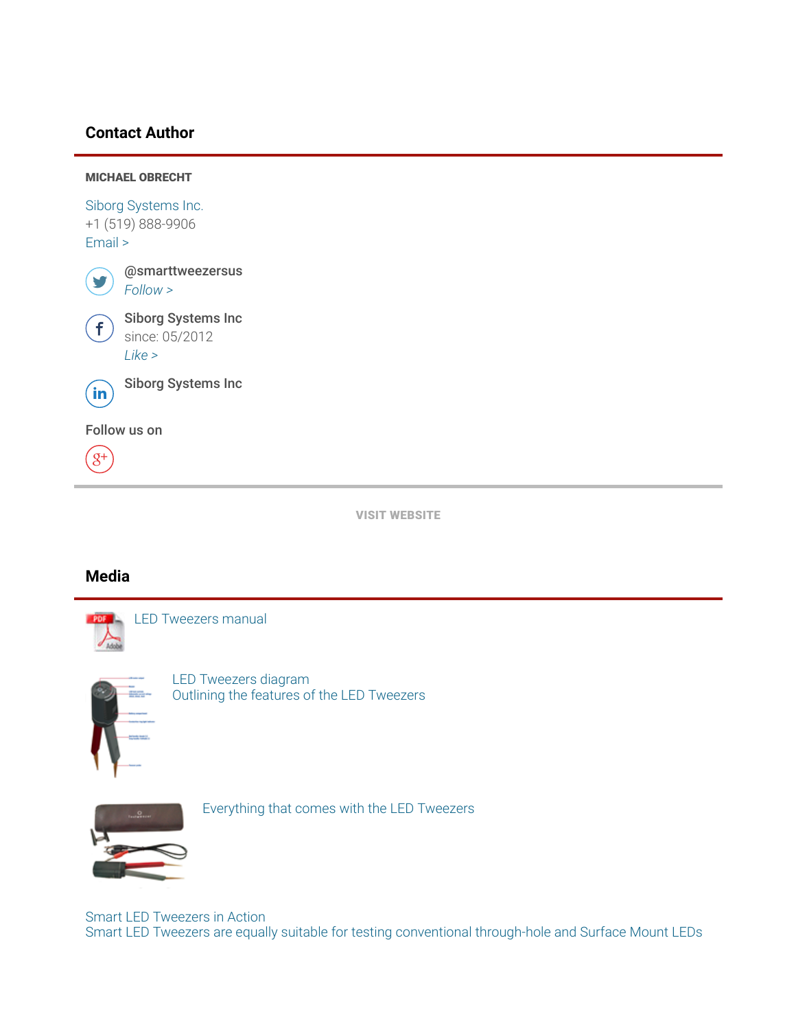## Contact Author

**MICHAEL OBRECHT**

Siborg Systems Inc.
+1 (519) 888-9906
Email >

@smarttweezersus
*Follow >*

Siborg Systems Inc
since: 05/2012
*Like >*

Siborg Systems Inc

Follow us on

**VISIT WEBSITE**

## Media

LED Tweezers manual

LED Tweezers diagram
Outlining the features of the LED Tweezers

Everything that comes with the LED Tweezers

Smart LED Tweezers in Action
Smart LED Tweezers are equally suitable for testing conventional through-hole and Surface Mount LEDs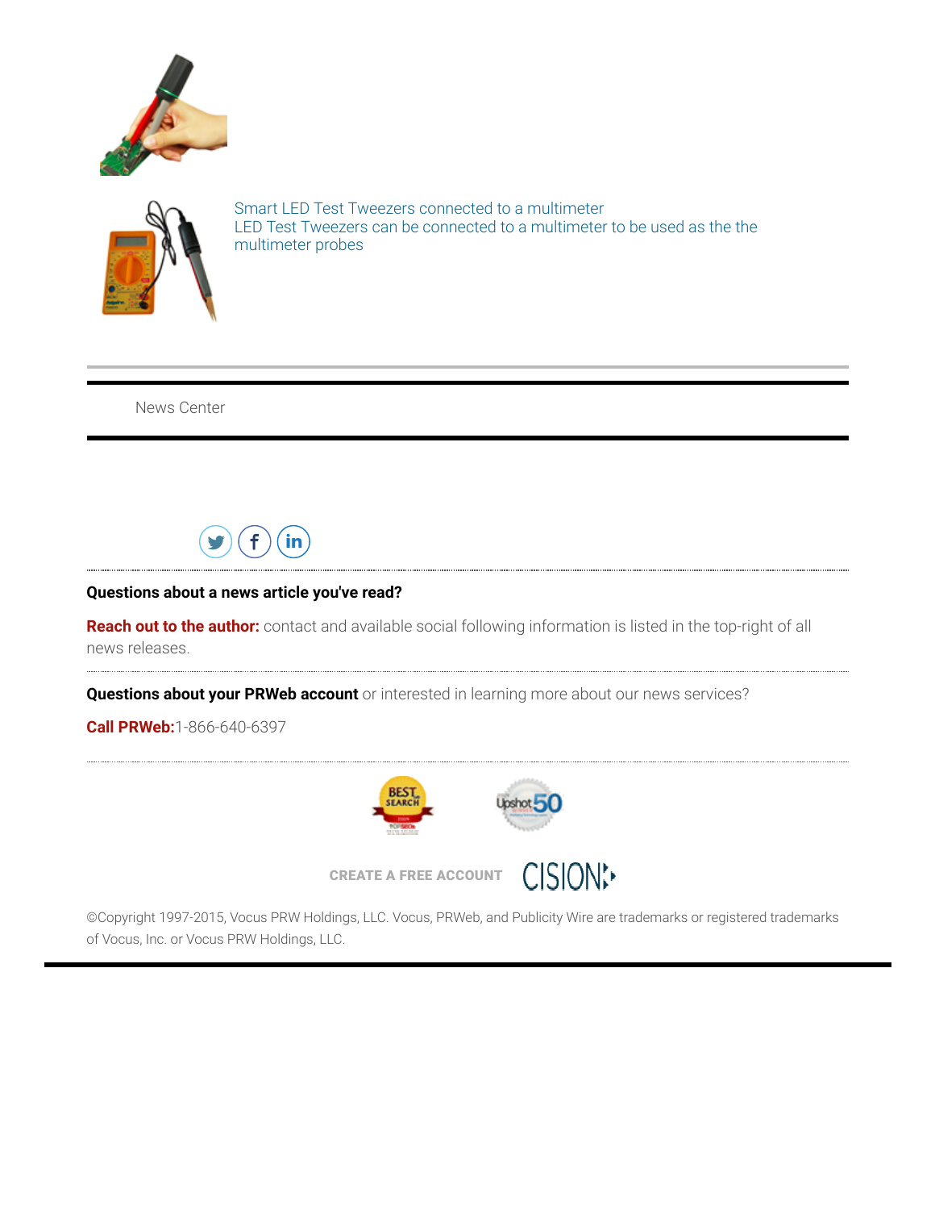Smart LED Test Tweezers connected to a multimeter
LED Test Tweezers can be connected to a multimeter to be used as the the multimeter probes

News Center

**Questions about a news article you've read?**

**Reach out to the author:** contact and available social following information is listed in the top-right of all news releases.

**Questions about your PRWeb account** or interested in learning more about our news services?

**Call PRWeb:**1-866-640-6397

CREATE A FREE ACCOUNT

©Copyright 1997-2015, Vocus PRW Holdings, LLC. Vocus, PRWeb, and Publicity Wire are trademarks or registered trademarks of Vocus, Inc. or Vocus PRW Holdings, LLC.